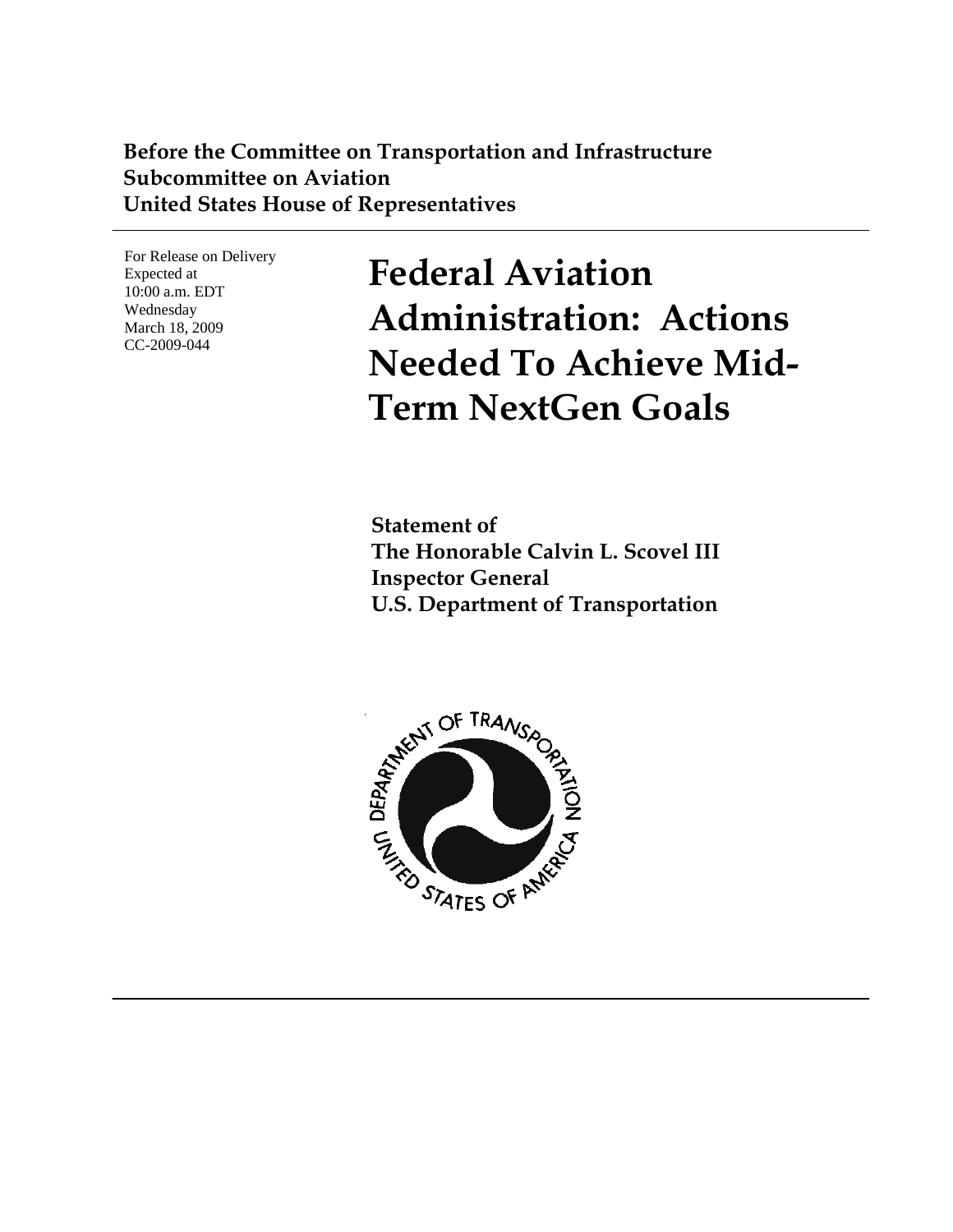**Before the Committee on Transportation and Infrastructure**
**Subcommittee on Aviation**
**United States House of Representatives**

For Release on Delivery
Expected at
10:00 a.m. EDT
Wednesday
March 18, 2009
CC-2009-044

# Federal Aviation Administration: Actions Needed To Achieve Mid-Term NextGen Goals

**Statement of**
**The Honorable Calvin L. Scovel III**
**Inspector General**
**U.S. Department of Transportation**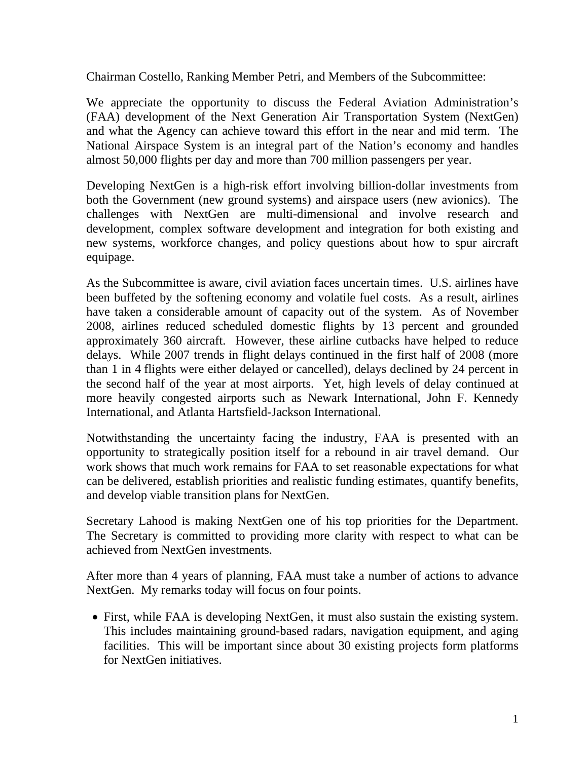Chairman Costello, Ranking Member Petri, and Members of the Subcommittee:

We appreciate the opportunity to discuss the Federal Aviation Administration's (FAA) development of the Next Generation Air Transportation System (NextGen) and what the Agency can achieve toward this effort in the near and mid term. The National Airspace System is an integral part of the Nation's economy and handles almost 50,000 flights per day and more than 700 million passengers per year.

Developing NextGen is a high-risk effort involving billion-dollar investments from both the Government (new ground systems) and airspace users (new avionics). The challenges with NextGen are multi-dimensional and involve research and development, complex software development and integration for both existing and new systems, workforce changes, and policy questions about how to spur aircraft equipage.

As the Subcommittee is aware, civil aviation faces uncertain times. U.S. airlines have been buffeted by the softening economy and volatile fuel costs. As a result, airlines have taken a considerable amount of capacity out of the system. As of November 2008, airlines reduced scheduled domestic flights by 13 percent and grounded approximately 360 aircraft. However, these airline cutbacks have helped to reduce delays. While 2007 trends in flight delays continued in the first half of 2008 (more than 1 in 4 flights were either delayed or cancelled), delays declined by 24 percent in the second half of the year at most airports. Yet, high levels of delay continued at more heavily congested airports such as Newark International, John F. Kennedy International, and Atlanta Hartsfield-Jackson International.

Notwithstanding the uncertainty facing the industry, FAA is presented with an opportunity to strategically position itself for a rebound in air travel demand. Our work shows that much work remains for FAA to set reasonable expectations for what can be delivered, establish priorities and realistic funding estimates, quantify benefits, and develop viable transition plans for NextGen.

Secretary Lahood is making NextGen one of his top priorities for the Department. The Secretary is committed to providing more clarity with respect to what can be achieved from NextGen investments.

After more than 4 years of planning, FAA must take a number of actions to advance NextGen. My remarks today will focus on four points.

- First, while FAA is developing NextGen, it must also sustain the existing system. This includes maintaining ground-based radars, navigation equipment, and aging facilities. This will be important since about 30 existing projects form platforms for NextGen initiatives.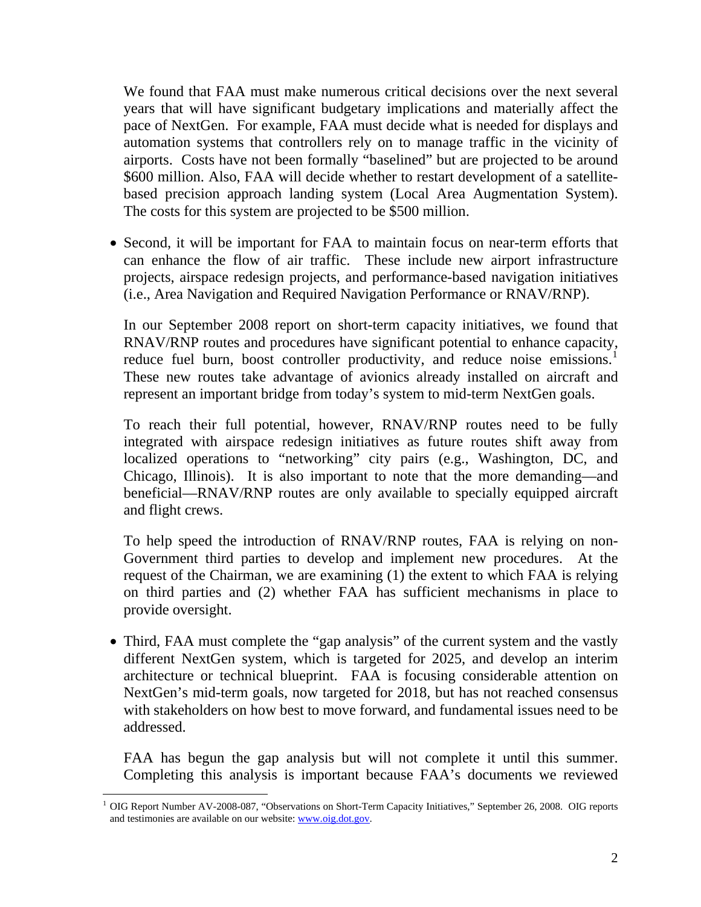We found that FAA must make numerous critical decisions over the next several years that will have significant budgetary implications and materially affect the pace of NextGen. For example, FAA must decide what is needed for displays and automation systems that controllers rely on to manage traffic in the vicinity of airports. Costs have not been formally "baselined" but are projected to be around $600 million. Also, FAA will decide whether to restart development of a satellite-based precision approach landing system (Local Area Augmentation System). The costs for this system are projected to be $500 million.

- Second, it will be important for FAA to maintain focus on near-term efforts that can enhance the flow of air traffic. These include new airport infrastructure projects, airspace redesign projects, and performance-based navigation initiatives (i.e., Area Navigation and Required Navigation Performance or RNAV/RNP).

  In our September 2008 report on short-term capacity initiatives, we found that RNAV/RNP routes and procedures have significant potential to enhance capacity, reduce fuel burn, boost controller productivity, and reduce noise emissions.[1] These new routes take advantage of avionics already installed on aircraft and represent an important bridge from today's system to mid-term NextGen goals.

  To reach their full potential, however, RNAV/RNP routes need to be fully integrated with airspace redesign initiatives as future routes shift away from localized operations to "networking" city pairs (e.g., Washington, DC, and Chicago, Illinois). It is also important to note that the more demanding—and beneficial—RNAV/RNP routes are only available to specially equipped aircraft and flight crews.

  To help speed the introduction of RNAV/RNP routes, FAA is relying on non-Government third parties to develop and implement new procedures. At the request of the Chairman, we are examining (1) the extent to which FAA is relying on third parties and (2) whether FAA has sufficient mechanisms in place to provide oversight.

- Third, FAA must complete the "gap analysis" of the current system and the vastly different NextGen system, which is targeted for 2025, and develop an interim architecture or technical blueprint. FAA is focusing considerable attention on NextGen's mid-term goals, now targeted for 2018, but has not reached consensus with stakeholders on how best to move forward, and fundamental issues need to be addressed.

  FAA has begun the gap analysis but will not complete it until this summer. Completing this analysis is important because FAA's documents we reviewed

---

[1] OIG Report Number AV-2008-087, "Observations on Short-Term Capacity Initiatives," September 26, 2008. OIG reports and testimonies are available on our website: www.oig.dot.gov.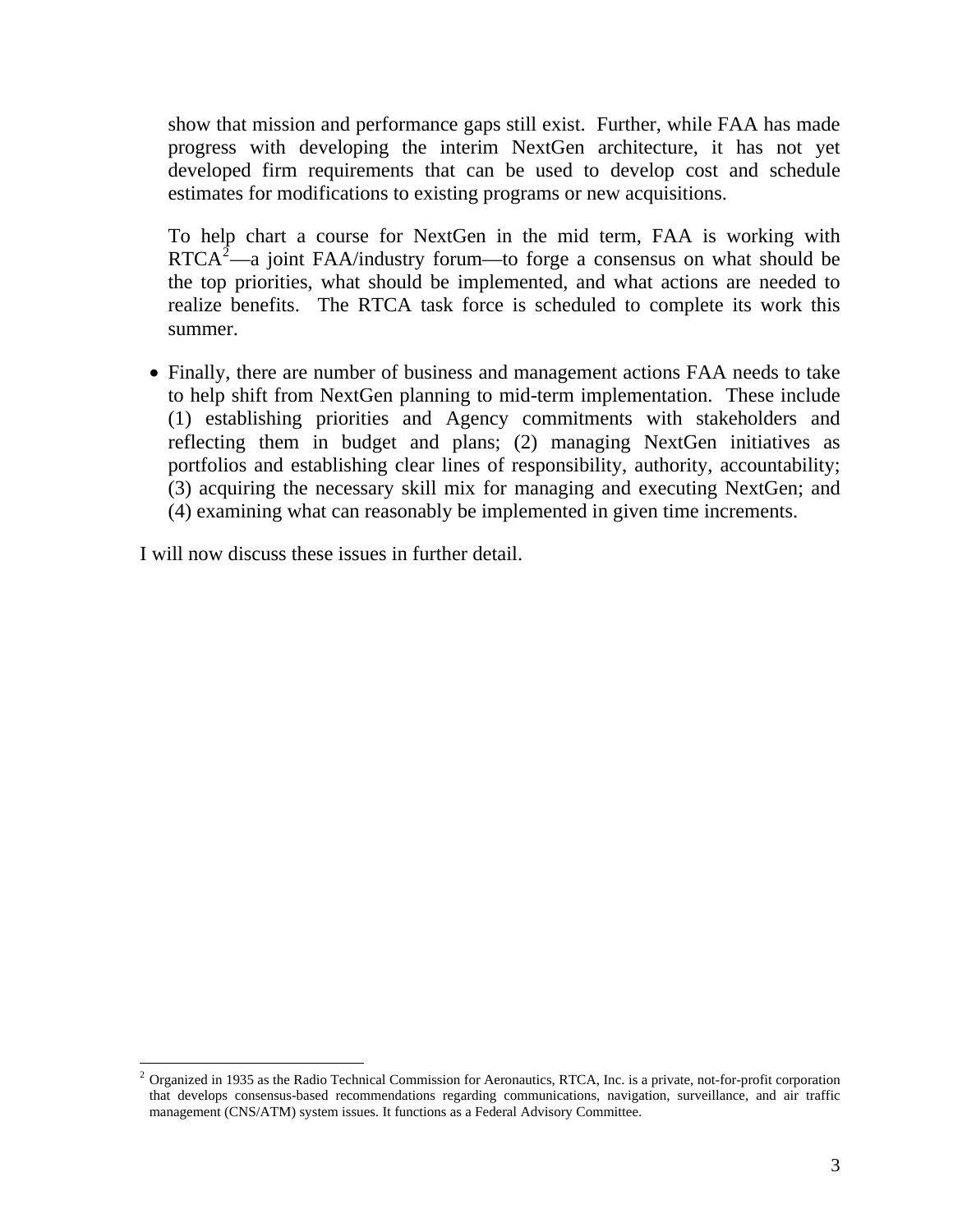show that mission and performance gaps still exist. Further, while FAA has made progress with developing the interim NextGen architecture, it has not yet developed firm requirements that can be used to develop cost and schedule estimates for modifications to existing programs or new acquisitions.

To help chart a course for NextGen in the mid term, FAA is working with RTCA[2]—a joint FAA/industry forum—to forge a consensus on what should be the top priorities, what should be implemented, and what actions are needed to realize benefits. The RTCA task force is scheduled to complete its work this summer.

- Finally, there are number of business and management actions FAA needs to take to help shift from NextGen planning to mid-term implementation. These include (1) establishing priorities and Agency commitments with stakeholders and reflecting them in budget and plans; (2) managing NextGen initiatives as portfolios and establishing clear lines of responsibility, authority, accountability; (3) acquiring the necessary skill mix for managing and executing NextGen; and (4) examining what can reasonably be implemented in given time increments.

I will now discuss these issues in further detail.

[2] Organized in 1935 as the Radio Technical Commission for Aeronautics, RTCA, Inc. is a private, not-for-profit corporation that develops consensus-based recommendations regarding communications, navigation, surveillance, and air traffic management (CNS/ATM) system issues. It functions as a Federal Advisory Committee.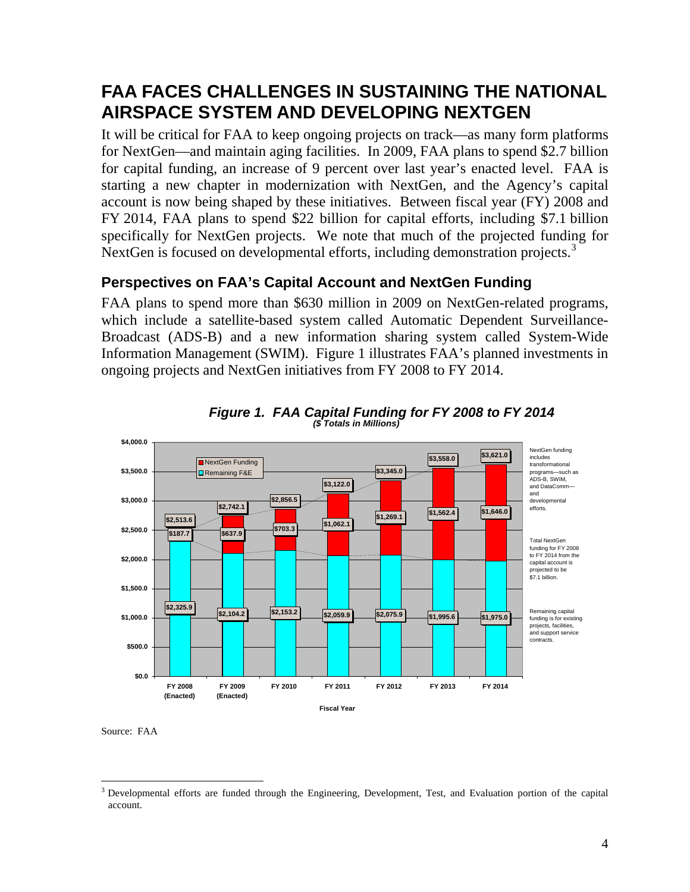# FAA FACES CHALLENGES IN SUSTAINING THE NATIONAL AIRSPACE SYSTEM AND DEVELOPING NEXTGEN

It will be critical for FAA to keep ongoing projects on track—as many form platforms for NextGen—and maintain aging facilities. In 2009, FAA plans to spend $2.7 billion for capital funding, an increase of 9 percent over last year's enacted level. FAA is starting a new chapter in modernization with NextGen, and the Agency's capital account is now being shaped by these initiatives. Between fiscal year (FY) 2008 and FY 2014, FAA plans to spend $22 billion for capital efforts, including $7.1 billion specifically for NextGen projects. We note that much of the projected funding for NextGen is focused on developmental efforts, including demonstration projects.[3]

## Perspectives on FAA's Capital Account and NextGen Funding

FAA plans to spend more than $630 million in 2009 on NextGen-related programs, which include a satellite-based system called Automatic Dependent Surveillance-Broadcast (ADS-B) and a new information sharing system called System-Wide Information Management (SWIM). Figure 1 illustrates FAA's planned investments in ongoing projects and NextGen initiatives from FY 2008 to FY 2014.

***Figure 1. FAA Capital Funding for FY 2008 to FY 2014***
***($ Totals in Millions)***

| Fiscal Year | Remaining F&E | NextGen Funding | Total |
|---|---|---|---|
| FY 2008 (Enacted) | $2,325.9 | $187.7 | $2,513.6 |
| FY 2009 (Enacted) | $2,104.2 | $637.9 | $2,742.1 |
| FY 2010 | $2,153.2 | $703.3 | $2,856.5 |
| FY 2011 | $2,059.9 | $1,062.1 | $3,122.0 |
| FY 2012 | $2,075.9 | $1,269.1 | $3,345.0 |
| FY 2013 | $1,995.6 | $1,562.4 | $3,558.0 |
| FY 2014 | $1,975.0 | $1,646.0 | $3,621.0 |

NextGen funding includes transformational programs—such as ADS-B, SWIM, and DataComm—and developmental efforts.

Total NextGen funding for FY 2008 to FY 2014 from the capital account is projected to be $7.1 billion.

Remaining capital funding is for existing projects, facilities, and support service contracts.

Source: FAA

[3] Developmental efforts are funded through the Engineering, Development, Test, and Evaluation portion of the capital account.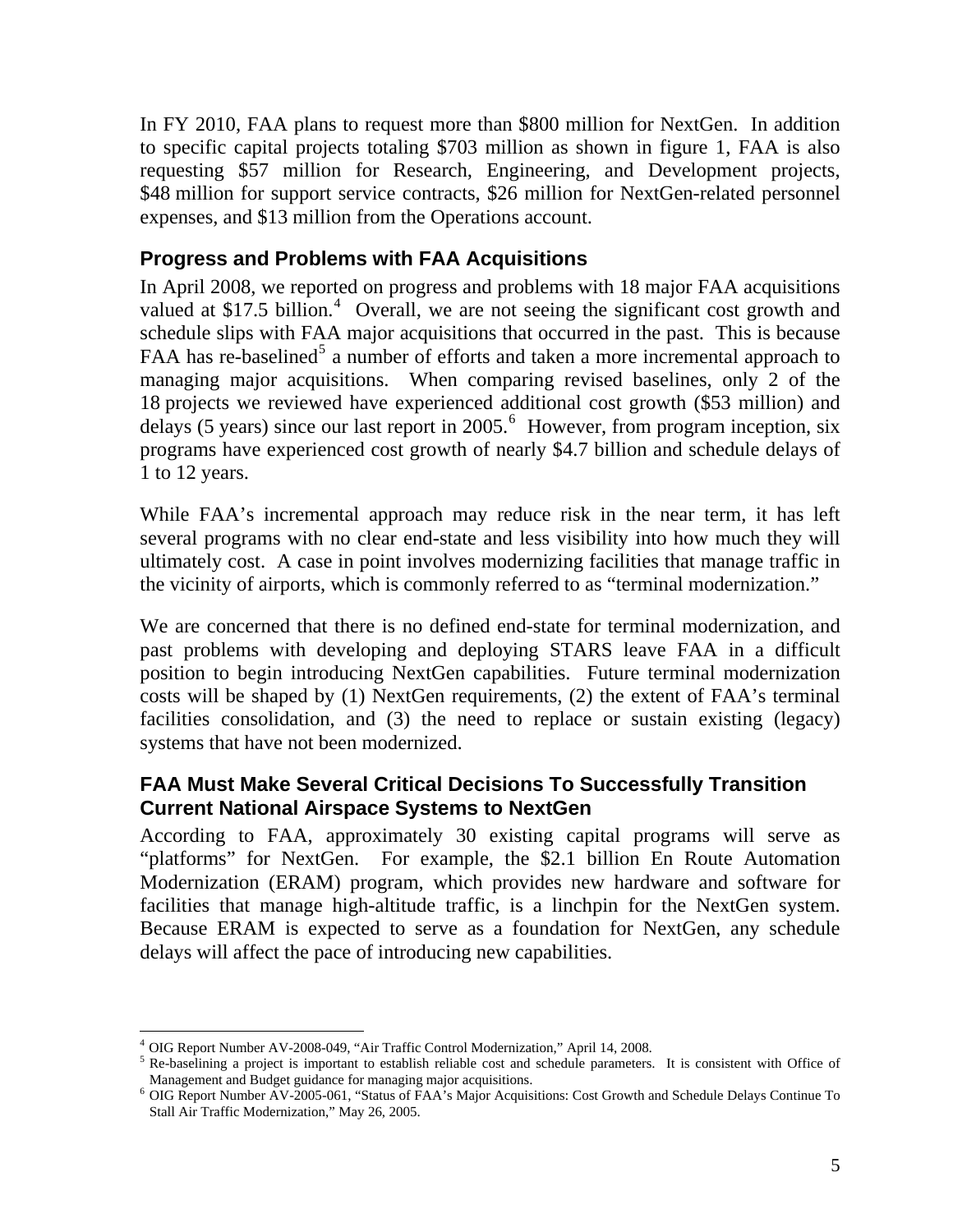In FY 2010, FAA plans to request more than $800 million for NextGen. In addition to specific capital projects totaling $703 million as shown in figure 1, FAA is also requesting $57 million for Research, Engineering, and Development projects, $48 million for support service contracts, $26 million for NextGen-related personnel expenses, and $13 million from the Operations account.

## Progress and Problems with FAA Acquisitions

In April 2008, we reported on progress and problems with 18 major FAA acquisitions valued at $17.5 billion.[4] Overall, we are not seeing the significant cost growth and schedule slips with FAA major acquisitions that occurred in the past. This is because FAA has re-baselined[5] a number of efforts and taken a more incremental approach to managing major acquisitions. When comparing revised baselines, only 2 of the 18 projects we reviewed have experienced additional cost growth ($53 million) and delays (5 years) since our last report in 2005.[6] However, from program inception, six programs have experienced cost growth of nearly $4.7 billion and schedule delays of 1 to 12 years.

While FAA's incremental approach may reduce risk in the near term, it has left several programs with no clear end-state and less visibility into how much they will ultimately cost. A case in point involves modernizing facilities that manage traffic in the vicinity of airports, which is commonly referred to as "terminal modernization."

We are concerned that there is no defined end-state for terminal modernization, and past problems with developing and deploying STARS leave FAA in a difficult position to begin introducing NextGen capabilities. Future terminal modernization costs will be shaped by (1) NextGen requirements, (2) the extent of FAA's terminal facilities consolidation, and (3) the need to replace or sustain existing (legacy) systems that have not been modernized.

## FAA Must Make Several Critical Decisions To Successfully Transition Current National Airspace Systems to NextGen

According to FAA, approximately 30 existing capital programs will serve as "platforms" for NextGen. For example, the $2.1 billion En Route Automation Modernization (ERAM) program, which provides new hardware and software for facilities that manage high-altitude traffic, is a linchpin for the NextGen system. Because ERAM is expected to serve as a foundation for NextGen, any schedule delays will affect the pace of introducing new capabilities.

---

[4] OIG Report Number AV-2008-049, "Air Traffic Control Modernization," April 14, 2008.

[5] Re-baselining a project is important to establish reliable cost and schedule parameters. It is consistent with Office of Management and Budget guidance for managing major acquisitions.

[6] OIG Report Number AV-2005-061, "Status of FAA's Major Acquisitions: Cost Growth and Schedule Delays Continue To Stall Air Traffic Modernization," May 26, 2005.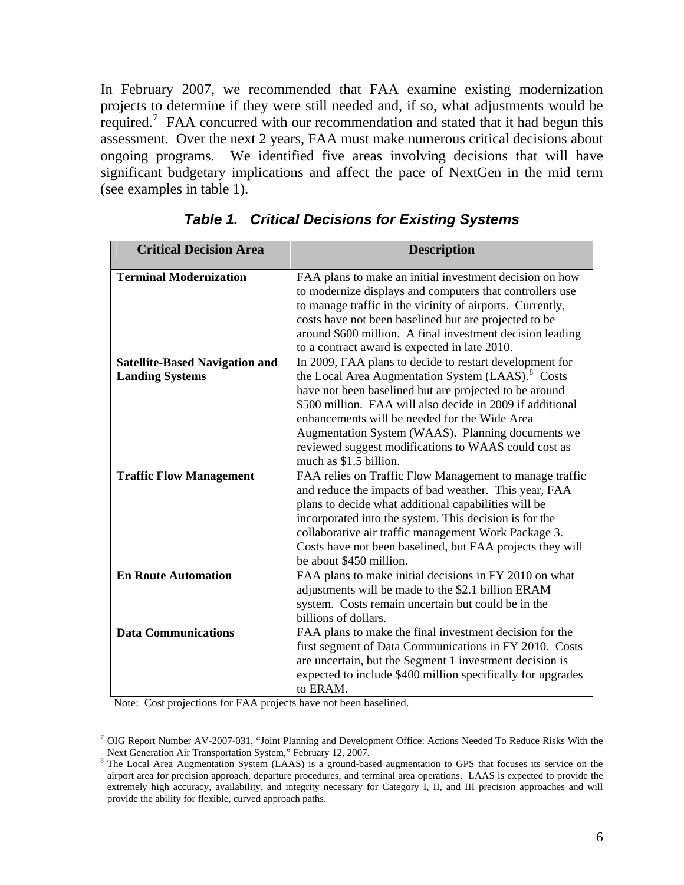In February 2007, we recommended that FAA examine existing modernization projects to determine if they were still needed and, if so, what adjustments would be required.[7] FAA concurred with our recommendation and stated that it had begun this assessment. Over the next 2 years, FAA must make numerous critical decisions about ongoing programs. We identified five areas involving decisions that will have significant budgetary implications and affect the pace of NextGen in the mid term (see examples in table 1).

***Table 1. Critical Decisions for Existing Systems***

| Critical Decision Area | Description |
| --- | --- |
| **Terminal Modernization** | FAA plans to make an initial investment decision on how to modernize displays and computers that controllers use to manage traffic in the vicinity of airports. Currently, costs have not been baselined but are projected to be around $600 million. A final investment decision leading to a contract award is expected in late 2010. |
| **Satellite-Based Navigation and Landing Systems** | In 2009, FAA plans to decide to restart development for the Local Area Augmentation System (LAAS).[8] Costs have not been baselined but are projected to be around $500 million. FAA will also decide in 2009 if additional enhancements will be needed for the Wide Area Augmentation System (WAAS). Planning documents we reviewed suggest modifications to WAAS could cost as much as $1.5 billion. |
| **Traffic Flow Management** | FAA relies on Traffic Flow Management to manage traffic and reduce the impacts of bad weather. This year, FAA plans to decide what additional capabilities will be incorporated into the system. This decision is for the collaborative air traffic management Work Package 3. Costs have not been baselined, but FAA projects they will be about $450 million. |
| **En Route Automation** | FAA plans to make initial decisions in FY 2010 on what adjustments will be made to the $2.1 billion ERAM system. Costs remain uncertain but could be in the billions of dollars. |
| **Data Communications** | FAA plans to make the final investment decision for the first segment of Data Communications in FY 2010. Costs are uncertain, but the Segment 1 investment decision is expected to include $400 million specifically for upgrades to ERAM. |

Note: Cost projections for FAA projects have not been baselined.

[7] OIG Report Number AV-2007-031, "Joint Planning and Development Office: Actions Needed To Reduce Risks With the Next Generation Air Transportation System," February 12, 2007.

[8] The Local Area Augmentation System (LAAS) is a ground-based augmentation to GPS that focuses its service on the airport area for precision approach, departure procedures, and terminal area operations. LAAS is expected to provide the extremely high accuracy, availability, and integrity necessary for Category I, II, and III precision approaches and will provide the ability for flexible, curved approach paths.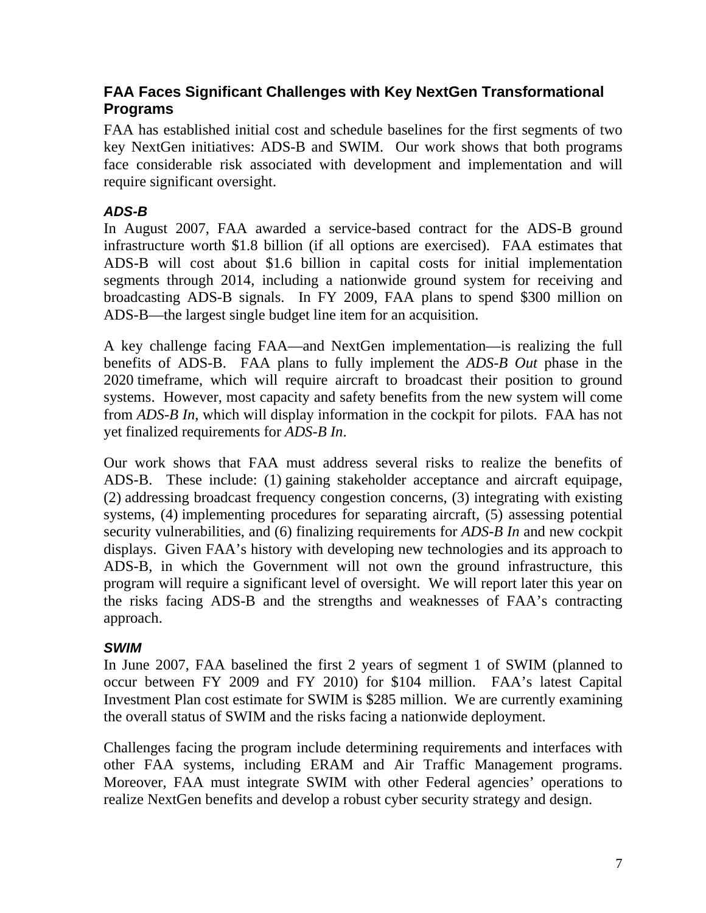## FAA Faces Significant Challenges with Key NextGen Transformational Programs

FAA has established initial cost and schedule baselines for the first segments of two key NextGen initiatives: ADS-B and SWIM. Our work shows that both programs face considerable risk associated with development and implementation and will require significant oversight.

### *ADS-B*

In August 2007, FAA awarded a service-based contract for the ADS-B ground infrastructure worth $1.8 billion (if all options are exercised). FAA estimates that ADS-B will cost about $1.6 billion in capital costs for initial implementation segments through 2014, including a nationwide ground system for receiving and broadcasting ADS-B signals. In FY 2009, FAA plans to spend $300 million on ADS-B—the largest single budget line item for an acquisition.

A key challenge facing FAA—and NextGen implementation—is realizing the full benefits of ADS-B. FAA plans to fully implement the *ADS-B Out* phase in the 2020 timeframe, which will require aircraft to broadcast their position to ground systems. However, most capacity and safety benefits from the new system will come from *ADS-B In*, which will display information in the cockpit for pilots. FAA has not yet finalized requirements for *ADS-B In*.

Our work shows that FAA must address several risks to realize the benefits of ADS-B. These include: (1) gaining stakeholder acceptance and aircraft equipage, (2) addressing broadcast frequency congestion concerns, (3) integrating with existing systems, (4) implementing procedures for separating aircraft, (5) assessing potential security vulnerabilities, and (6) finalizing requirements for *ADS-B In* and new cockpit displays. Given FAA's history with developing new technologies and its approach to ADS-B, in which the Government will not own the ground infrastructure, this program will require a significant level of oversight. We will report later this year on the risks facing ADS-B and the strengths and weaknesses of FAA's contracting approach.

### *SWIM*

In June 2007, FAA baselined the first 2 years of segment 1 of SWIM (planned to occur between FY 2009 and FY 2010) for $104 million. FAA's latest Capital Investment Plan cost estimate for SWIM is $285 million. We are currently examining the overall status of SWIM and the risks facing a nationwide deployment.

Challenges facing the program include determining requirements and interfaces with other FAA systems, including ERAM and Air Traffic Management programs. Moreover, FAA must integrate SWIM with other Federal agencies' operations to realize NextGen benefits and develop a robust cyber security strategy and design.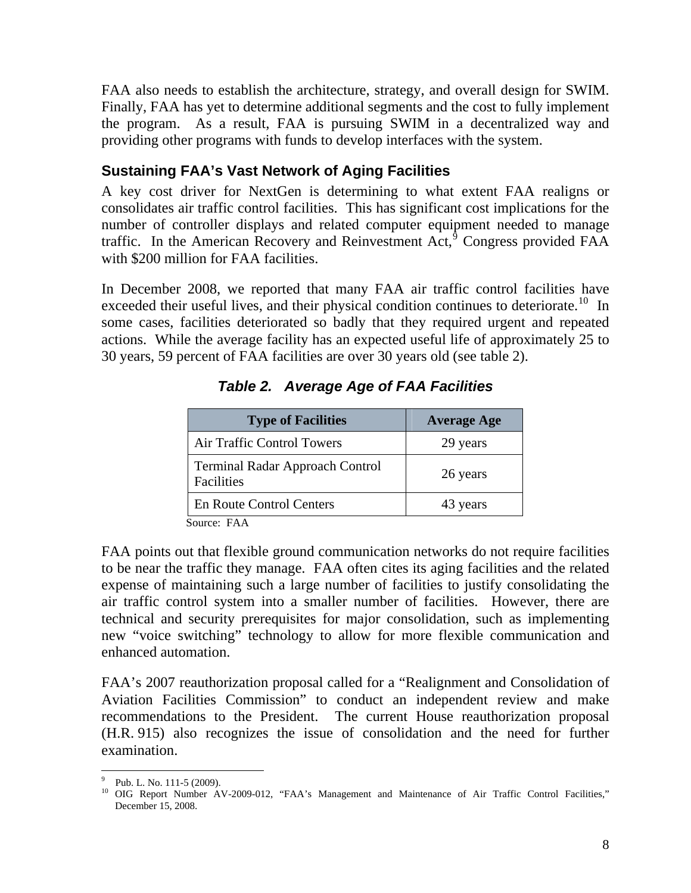FAA also needs to establish the architecture, strategy, and overall design for SWIM. Finally, FAA has yet to determine additional segments and the cost to fully implement the program. As a result, FAA is pursuing SWIM in a decentralized way and providing other programs with funds to develop interfaces with the system.

### Sustaining FAA's Vast Network of Aging Facilities

A key cost driver for NextGen is determining to what extent FAA realigns or consolidates air traffic control facilities. This has significant cost implications for the number of controller displays and related computer equipment needed to manage traffic. In the American Recovery and Reinvestment Act,[9] Congress provided FAA with $200 million for FAA facilities.

In December 2008, we reported that many FAA air traffic control facilities have exceeded their useful lives, and their physical condition continues to deteriorate.[10] In some cases, facilities deteriorated so badly that they required urgent and repeated actions. While the average facility has an expected useful life of approximately 25 to 30 years, 59 percent of FAA facilities are over 30 years old (see table 2).

***Table 2. Average Age of FAA Facilities***

| Type of Facilities | Average Age |
|---|---|
| Air Traffic Control Towers | 29 years |
| Terminal Radar Approach Control Facilities | 26 years |
| En Route Control Centers | 43 years |

Source: FAA

FAA points out that flexible ground communication networks do not require facilities to be near the traffic they manage. FAA often cites its aging facilities and the related expense of maintaining such a large number of facilities to justify consolidating the air traffic control system into a smaller number of facilities. However, there are technical and security prerequisites for major consolidation, such as implementing new "voice switching" technology to allow for more flexible communication and enhanced automation.

FAA's 2007 reauthorization proposal called for a "Realignment and Consolidation of Aviation Facilities Commission" to conduct an independent review and make recommendations to the President. The current House reauthorization proposal (H.R. 915) also recognizes the issue of consolidation and the need for further examination.

---

[9] Pub. L. No. 111-5 (2009).

[10] OIG Report Number AV-2009-012, "FAA's Management and Maintenance of Air Traffic Control Facilities," December 15, 2008.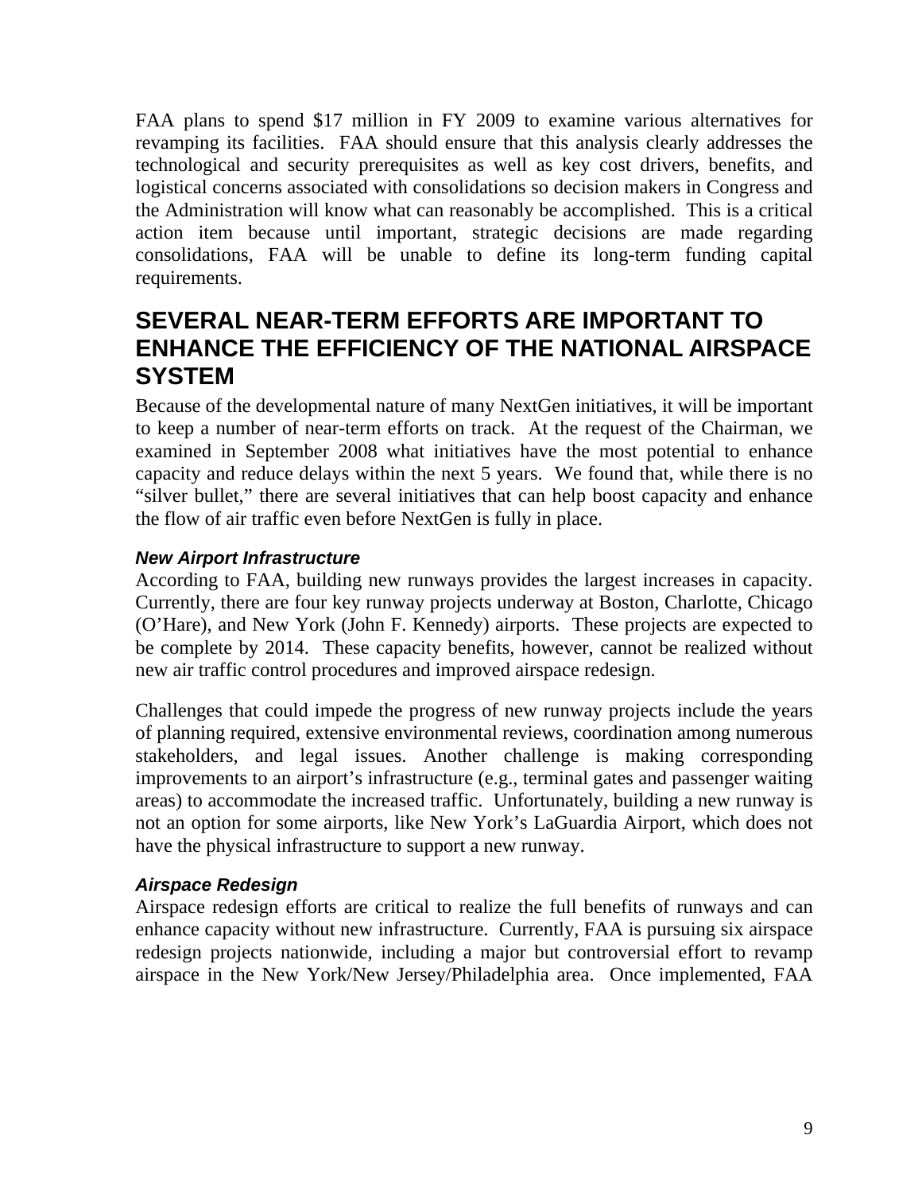FAA plans to spend $17 million in FY 2009 to examine various alternatives for revamping its facilities. FAA should ensure that this analysis clearly addresses the technological and security prerequisites as well as key cost drivers, benefits, and logistical concerns associated with consolidations so decision makers in Congress and the Administration will know what can reasonably be accomplished. This is a critical action item because until important, strategic decisions are made regarding consolidations, FAA will be unable to define its long-term funding capital requirements.

## SEVERAL NEAR-TERM EFFORTS ARE IMPORTANT TO ENHANCE THE EFFICIENCY OF THE NATIONAL AIRSPACE SYSTEM

Because of the developmental nature of many NextGen initiatives, it will be important to keep a number of near-term efforts on track. At the request of the Chairman, we examined in September 2008 what initiatives have the most potential to enhance capacity and reduce delays within the next 5 years. We found that, while there is no "silver bullet," there are several initiatives that can help boost capacity and enhance the flow of air traffic even before NextGen is fully in place.

### *New Airport Infrastructure*

According to FAA, building new runways provides the largest increases in capacity. Currently, there are four key runway projects underway at Boston, Charlotte, Chicago (O'Hare), and New York (John F. Kennedy) airports. These projects are expected to be complete by 2014. These capacity benefits, however, cannot be realized without new air traffic control procedures and improved airspace redesign.

Challenges that could impede the progress of new runway projects include the years of planning required, extensive environmental reviews, coordination among numerous stakeholders, and legal issues. Another challenge is making corresponding improvements to an airport's infrastructure (e.g., terminal gates and passenger waiting areas) to accommodate the increased traffic. Unfortunately, building a new runway is not an option for some airports, like New York's LaGuardia Airport, which does not have the physical infrastructure to support a new runway.

### *Airspace Redesign*

Airspace redesign efforts are critical to realize the full benefits of runways and can enhance capacity without new infrastructure. Currently, FAA is pursuing six airspace redesign projects nationwide, including a major but controversial effort to revamp airspace in the New York/New Jersey/Philadelphia area. Once implemented, FAA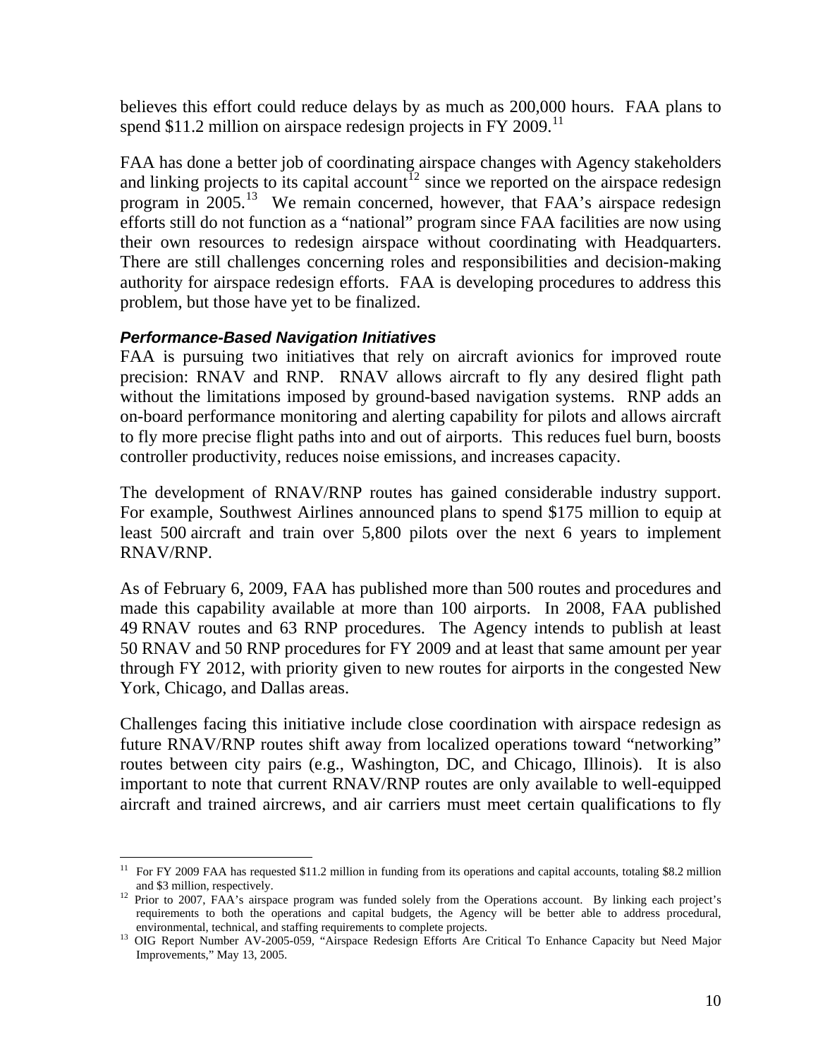believes this effort could reduce delays by as much as 200,000 hours. FAA plans to spend $11.2 million on airspace redesign projects in FY 2009.[11]

FAA has done a better job of coordinating airspace changes with Agency stakeholders and linking projects to its capital account[12] since we reported on the airspace redesign program in 2005.[13] We remain concerned, however, that FAA's airspace redesign efforts still do not function as a "national" program since FAA facilities are now using their own resources to redesign airspace without coordinating with Headquarters. There are still challenges concerning roles and responsibilities and decision-making authority for airspace redesign efforts. FAA is developing procedures to address this problem, but those have yet to be finalized.

***Performance-Based Navigation Initiatives***

FAA is pursuing two initiatives that rely on aircraft avionics for improved route precision: RNAV and RNP. RNAV allows aircraft to fly any desired flight path without the limitations imposed by ground-based navigation systems. RNP adds an on-board performance monitoring and alerting capability for pilots and allows aircraft to fly more precise flight paths into and out of airports. This reduces fuel burn, boosts controller productivity, reduces noise emissions, and increases capacity.

The development of RNAV/RNP routes has gained considerable industry support. For example, Southwest Airlines announced plans to spend $175 million to equip at least 500 aircraft and train over 5,800 pilots over the next 6 years to implement RNAV/RNP.

As of February 6, 2009, FAA has published more than 500 routes and procedures and made this capability available at more than 100 airports. In 2008, FAA published 49 RNAV routes and 63 RNP procedures. The Agency intends to publish at least 50 RNAV and 50 RNP procedures for FY 2009 and at least that same amount per year through FY 2012, with priority given to new routes for airports in the congested New York, Chicago, and Dallas areas.

Challenges facing this initiative include close coordination with airspace redesign as future RNAV/RNP routes shift away from localized operations toward "networking" routes between city pairs (e.g., Washington, DC, and Chicago, Illinois). It is also important to note that current RNAV/RNP routes are only available to well-equipped aircraft and trained aircrews, and air carriers must meet certain qualifications to fly

---

[11] For FY 2009 FAA has requested $11.2 million in funding from its operations and capital accounts, totaling $8.2 million and $3 million, respectively.

[12] Prior to 2007, FAA's airspace program was funded solely from the Operations account. By linking each project's requirements to both the operations and capital budgets, the Agency will be better able to address procedural, environmental, technical, and staffing requirements to complete projects.

[13] OIG Report Number AV-2005-059, "Airspace Redesign Efforts Are Critical To Enhance Capacity but Need Major Improvements," May 13, 2005.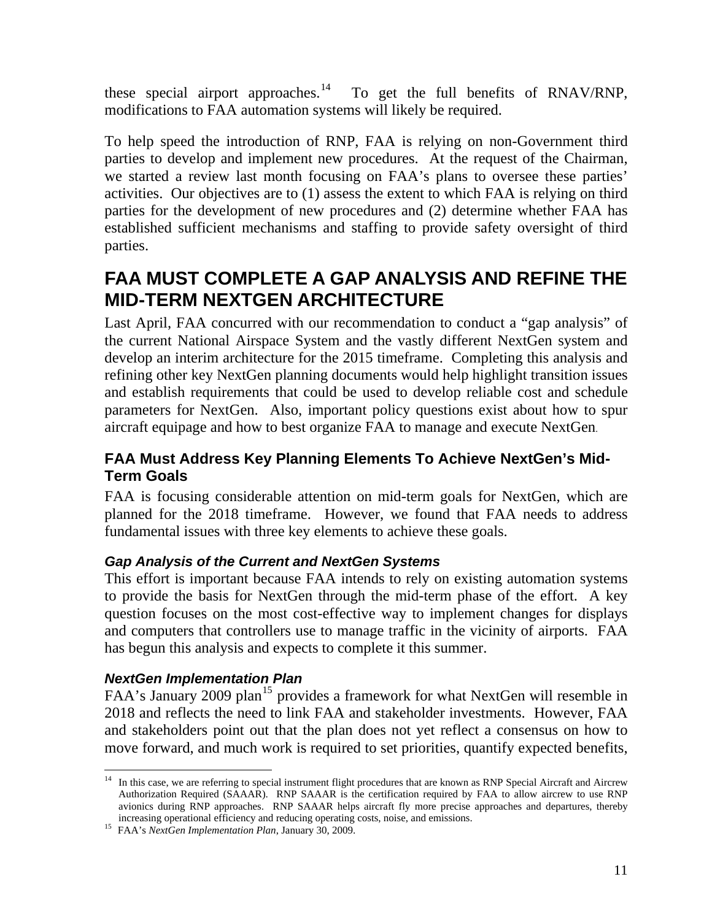these special airport approaches.[14] To get the full benefits of RNAV/RNP, modifications to FAA automation systems will likely be required.

To help speed the introduction of RNP, FAA is relying on non-Government third parties to develop and implement new procedures. At the request of the Chairman, we started a review last month focusing on FAA's plans to oversee these parties' activities. Our objectives are to (1) assess the extent to which FAA is relying on third parties for the development of new procedures and (2) determine whether FAA has established sufficient mechanisms and staffing to provide safety oversight of third parties.

# FAA MUST COMPLETE A GAP ANALYSIS AND REFINE THE MID-TERM NEXTGEN ARCHITECTURE

Last April, FAA concurred with our recommendation to conduct a "gap analysis" of the current National Airspace System and the vastly different NextGen system and develop an interim architecture for the 2015 timeframe. Completing this analysis and refining other key NextGen planning documents would help highlight transition issues and establish requirements that could be used to develop reliable cost and schedule parameters for NextGen. Also, important policy questions exist about how to spur aircraft equipage and how to best organize FAA to manage and execute NextGen.

## FAA Must Address Key Planning Elements To Achieve NextGen's Mid-Term Goals

FAA is focusing considerable attention on mid-term goals for NextGen, which are planned for the 2018 timeframe. However, we found that FAA needs to address fundamental issues with three key elements to achieve these goals.

### *Gap Analysis of the Current and NextGen Systems*

This effort is important because FAA intends to rely on existing automation systems to provide the basis for NextGen through the mid-term phase of the effort. A key question focuses on the most cost-effective way to implement changes for displays and computers that controllers use to manage traffic in the vicinity of airports. FAA has begun this analysis and expects to complete it this summer.

### *NextGen Implementation Plan*

FAA's January 2009 plan[15] provides a framework for what NextGen will resemble in 2018 and reflects the need to link FAA and stakeholder investments. However, FAA and stakeholders point out that the plan does not yet reflect a consensus on how to move forward, and much work is required to set priorities, quantify expected benefits,

---

[14] In this case, we are referring to special instrument flight procedures that are known as RNP Special Aircraft and Aircrew Authorization Required (SAAAR). RNP SAAAR is the certification required by FAA to allow aircrew to use RNP avionics during RNP approaches. RNP SAAAR helps aircraft fly more precise approaches and departures, thereby increasing operational efficiency and reducing operating costs, noise, and emissions.

[15] FAA's *NextGen Implementation Plan*, January 30, 2009.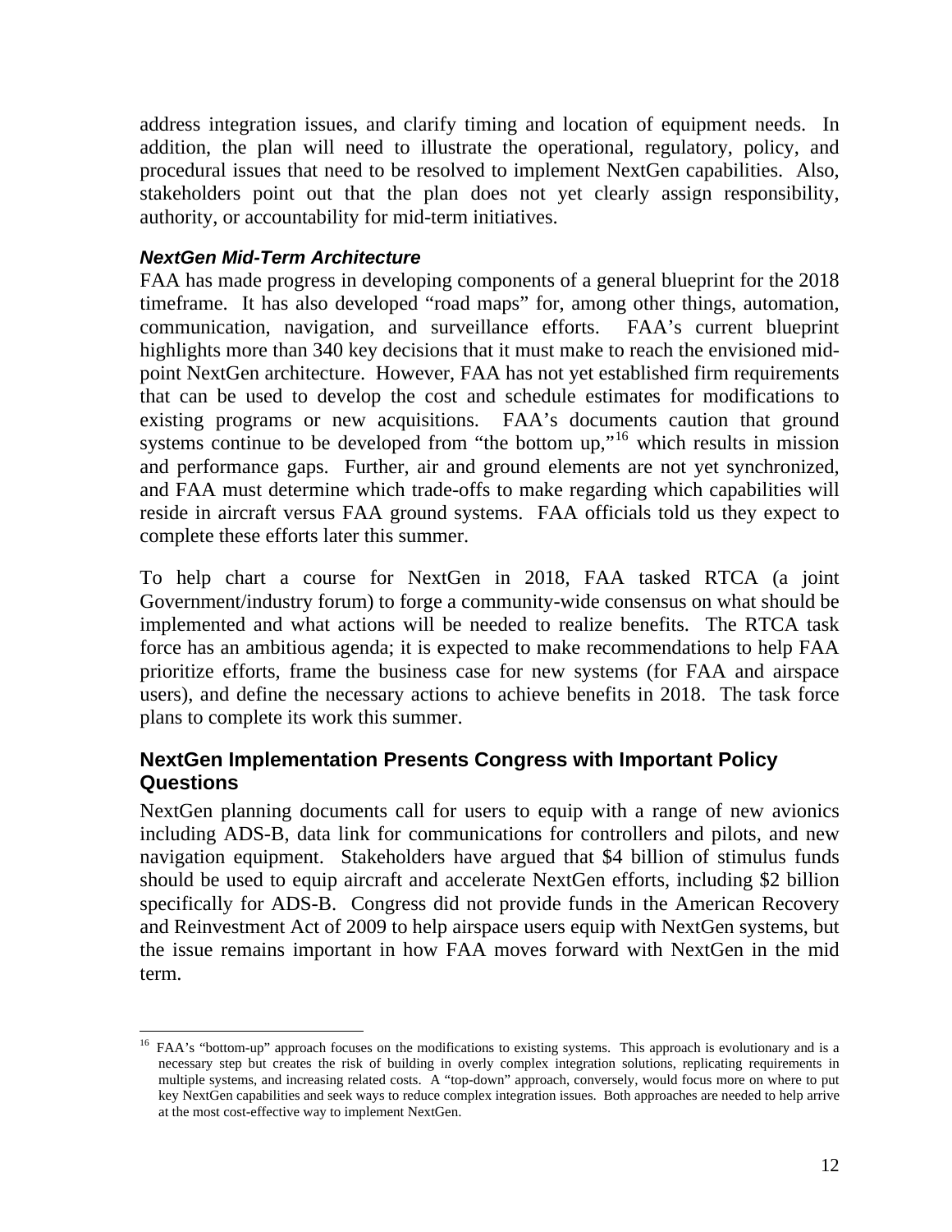address integration issues, and clarify timing and location of equipment needs. In addition, the plan will need to illustrate the operational, regulatory, policy, and procedural issues that need to be resolved to implement NextGen capabilities. Also, stakeholders point out that the plan does not yet clearly assign responsibility, authority, or accountability for mid-term initiatives.

### *NextGen Mid-Term Architecture*

FAA has made progress in developing components of a general blueprint for the 2018 timeframe. It has also developed "road maps" for, among other things, automation, communication, navigation, and surveillance efforts. FAA's current blueprint highlights more than 340 key decisions that it must make to reach the envisioned mid-point NextGen architecture. However, FAA has not yet established firm requirements that can be used to develop the cost and schedule estimates for modifications to existing programs or new acquisitions. FAA's documents caution that ground systems continue to be developed from "the bottom up,"[16] which results in mission and performance gaps. Further, air and ground elements are not yet synchronized, and FAA must determine which trade-offs to make regarding which capabilities will reside in aircraft versus FAA ground systems. FAA officials told us they expect to complete these efforts later this summer.

To help chart a course for NextGen in 2018, FAA tasked RTCA (a joint Government/industry forum) to forge a community-wide consensus on what should be implemented and what actions will be needed to realize benefits. The RTCA task force has an ambitious agenda; it is expected to make recommendations to help FAA prioritize efforts, frame the business case for new systems (for FAA and airspace users), and define the necessary actions to achieve benefits in 2018. The task force plans to complete its work this summer.

## NextGen Implementation Presents Congress with Important Policy Questions

NextGen planning documents call for users to equip with a range of new avionics including ADS-B, data link for communications for controllers and pilots, and new navigation equipment. Stakeholders have argued that $4 billion of stimulus funds should be used to equip aircraft and accelerate NextGen efforts, including $2 billion specifically for ADS-B. Congress did not provide funds in the American Recovery and Reinvestment Act of 2009 to help airspace users equip with NextGen systems, but the issue remains important in how FAA moves forward with NextGen in the mid term.

---

[16] FAA's "bottom-up" approach focuses on the modifications to existing systems. This approach is evolutionary and is a necessary step but creates the risk of building in overly complex integration solutions, replicating requirements in multiple systems, and increasing related costs. A "top-down" approach, conversely, would focus more on where to put key NextGen capabilities and seek ways to reduce complex integration issues. Both approaches are needed to help arrive at the most cost-effective way to implement NextGen.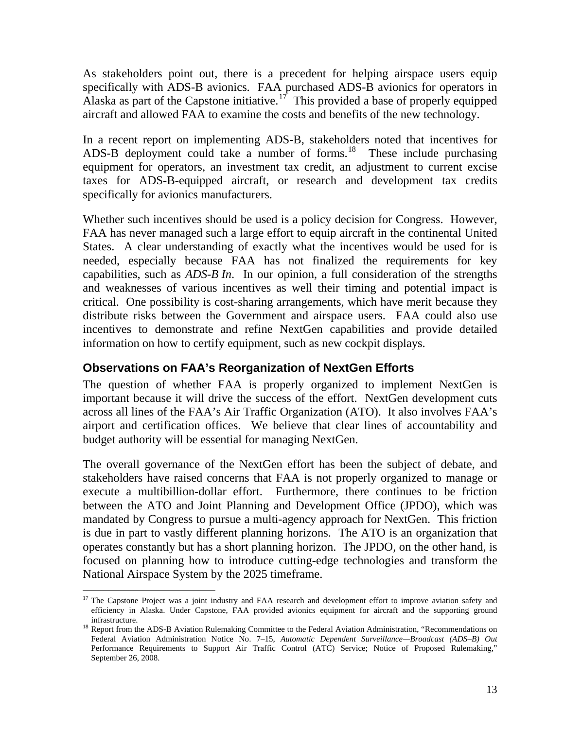As stakeholders point out, there is a precedent for helping airspace users equip specifically with ADS-B avionics. FAA purchased ADS-B avionics for operators in Alaska as part of the Capstone initiative.[17] This provided a base of properly equipped aircraft and allowed FAA to examine the costs and benefits of the new technology.

In a recent report on implementing ADS-B, stakeholders noted that incentives for ADS-B deployment could take a number of forms.[18] These include purchasing equipment for operators, an investment tax credit, an adjustment to current excise taxes for ADS-B-equipped aircraft, or research and development tax credits specifically for avionics manufacturers.

Whether such incentives should be used is a policy decision for Congress. However, FAA has never managed such a large effort to equip aircraft in the continental United States. A clear understanding of exactly what the incentives would be used for is needed, especially because FAA has not finalized the requirements for key capabilities, such as *ADS-B In*. In our opinion, a full consideration of the strengths and weaknesses of various incentives as well their timing and potential impact is critical. One possibility is cost-sharing arrangements, which have merit because they distribute risks between the Government and airspace users. FAA could also use incentives to demonstrate and refine NextGen capabilities and provide detailed information on how to certify equipment, such as new cockpit displays.

### Observations on FAA's Reorganization of NextGen Efforts

The question of whether FAA is properly organized to implement NextGen is important because it will drive the success of the effort. NextGen development cuts across all lines of the FAA's Air Traffic Organization (ATO). It also involves FAA's airport and certification offices. We believe that clear lines of accountability and budget authority will be essential for managing NextGen.

The overall governance of the NextGen effort has been the subject of debate, and stakeholders have raised concerns that FAA is not properly organized to manage or execute a multibillion-dollar effort. Furthermore, there continues to be friction between the ATO and Joint Planning and Development Office (JPDO), which was mandated by Congress to pursue a multi-agency approach for NextGen. This friction is due in part to vastly different planning horizons. The ATO is an organization that operates constantly but has a short planning horizon. The JPDO, on the other hand, is focused on planning how to introduce cutting-edge technologies and transform the National Airspace System by the 2025 timeframe.

---

[17] The Capstone Project was a joint industry and FAA research and development effort to improve aviation safety and efficiency in Alaska. Under Capstone, FAA provided avionics equipment for aircraft and the supporting ground infrastructure.

[18] Report from the ADS-B Aviation Rulemaking Committee to the Federal Aviation Administration, "Recommendations on Federal Aviation Administration Notice No. 7–15, *Automatic Dependent Surveillance—Broadcast (ADS–B) Out* Performance Requirements to Support Air Traffic Control (ATC) Service; Notice of Proposed Rulemaking," September 26, 2008.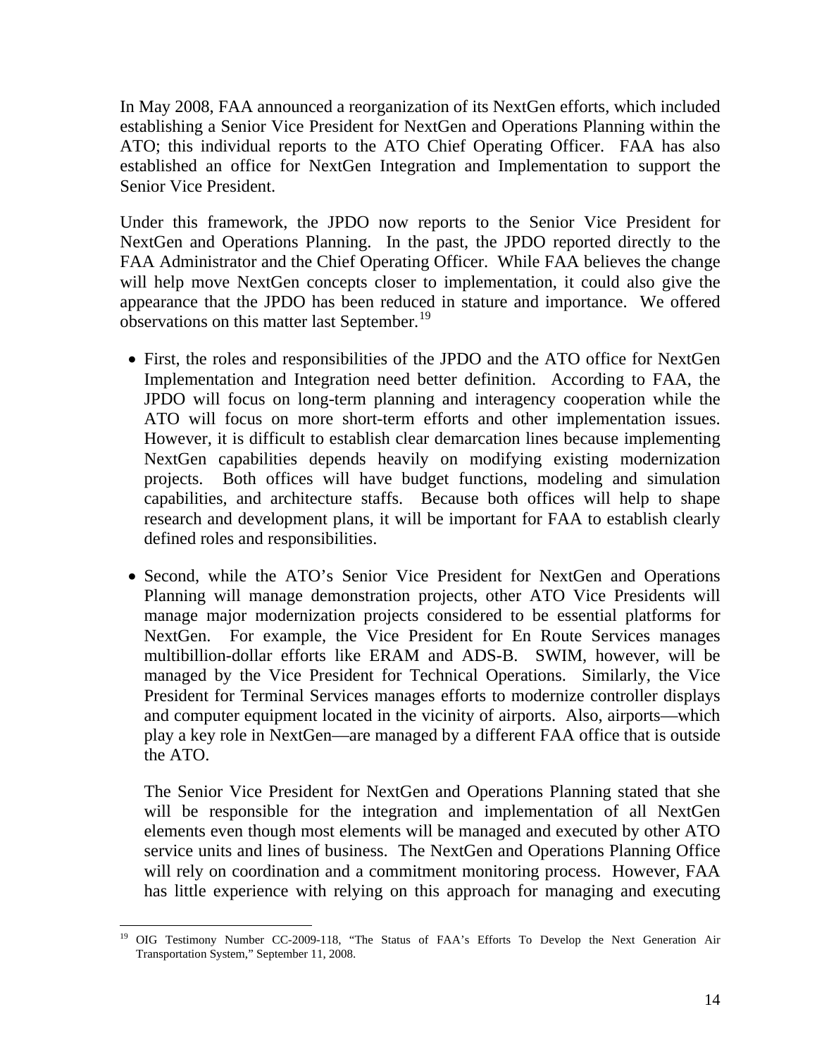In May 2008, FAA announced a reorganization of its NextGen efforts, which included establishing a Senior Vice President for NextGen and Operations Planning within the ATO; this individual reports to the ATO Chief Operating Officer. FAA has also established an office for NextGen Integration and Implementation to support the Senior Vice President.

Under this framework, the JPDO now reports to the Senior Vice President for NextGen and Operations Planning. In the past, the JPDO reported directly to the FAA Administrator and the Chief Operating Officer. While FAA believes the change will help move NextGen concepts closer to implementation, it could also give the appearance that the JPDO has been reduced in stature and importance. We offered observations on this matter last September.[19]

- First, the roles and responsibilities of the JPDO and the ATO office for NextGen Implementation and Integration need better definition. According to FAA, the JPDO will focus on long-term planning and interagency cooperation while the ATO will focus on more short-term efforts and other implementation issues. However, it is difficult to establish clear demarcation lines because implementing NextGen capabilities depends heavily on modifying existing modernization projects. Both offices will have budget functions, modeling and simulation capabilities, and architecture staffs. Because both offices will help to shape research and development plans, it will be important for FAA to establish clearly defined roles and responsibilities.

- Second, while the ATO's Senior Vice President for NextGen and Operations Planning will manage demonstration projects, other ATO Vice Presidents will manage major modernization projects considered to be essential platforms for NextGen. For example, the Vice President for En Route Services manages multibillion-dollar efforts like ERAM and ADS-B. SWIM, however, will be managed by the Vice President for Technical Operations. Similarly, the Vice President for Terminal Services manages efforts to modernize controller displays and computer equipment located in the vicinity of airports. Also, airports—which play a key role in NextGen—are managed by a different FAA office that is outside the ATO.

  The Senior Vice President for NextGen and Operations Planning stated that she will be responsible for the integration and implementation of all NextGen elements even though most elements will be managed and executed by other ATO service units and lines of business. The NextGen and Operations Planning Office will rely on coordination and a commitment monitoring process. However, FAA has little experience with relying on this approach for managing and executing

[19] OIG Testimony Number CC-2009-118, "The Status of FAA's Efforts To Develop the Next Generation Air Transportation System," September 11, 2008.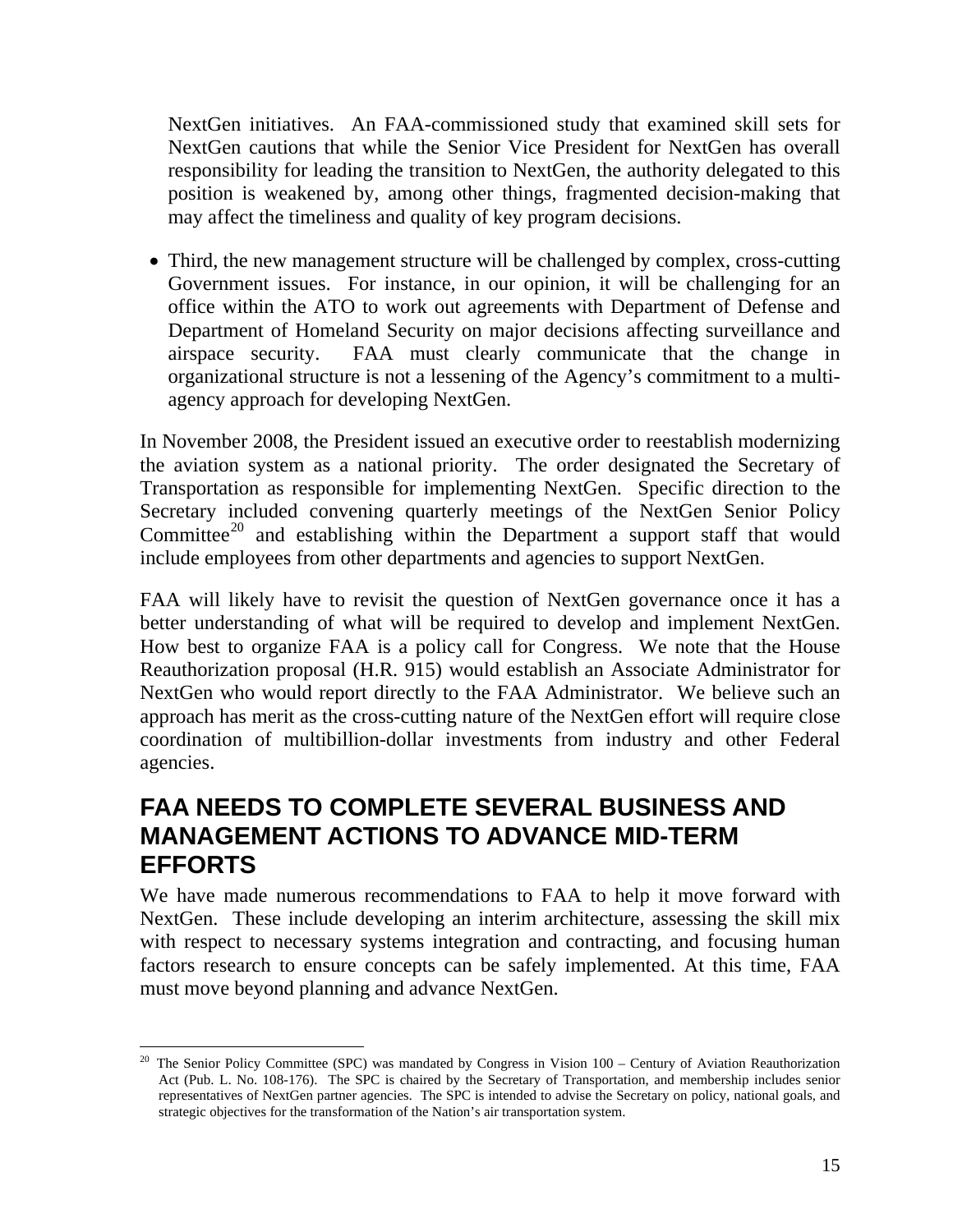NextGen initiatives. An FAA-commissioned study that examined skill sets for NextGen cautions that while the Senior Vice President for NextGen has overall responsibility for leading the transition to NextGen, the authority delegated to this position is weakened by, among other things, fragmented decision-making that may affect the timeliness and quality of key program decisions.

- Third, the new management structure will be challenged by complex, cross-cutting Government issues. For instance, in our opinion, it will be challenging for an office within the ATO to work out agreements with Department of Defense and Department of Homeland Security on major decisions affecting surveillance and airspace security. FAA must clearly communicate that the change in organizational structure is not a lessening of the Agency's commitment to a multi-agency approach for developing NextGen.

In November 2008, the President issued an executive order to reestablish modernizing the aviation system as a national priority. The order designated the Secretary of Transportation as responsible for implementing NextGen. Specific direction to the Secretary included convening quarterly meetings of the NextGen Senior Policy Committee[20] and establishing within the Department a support staff that would include employees from other departments and agencies to support NextGen.

FAA will likely have to revisit the question of NextGen governance once it has a better understanding of what will be required to develop and implement NextGen. How best to organize FAA is a policy call for Congress. We note that the House Reauthorization proposal (H.R. 915) would establish an Associate Administrator for NextGen who would report directly to the FAA Administrator. We believe such an approach has merit as the cross-cutting nature of the NextGen effort will require close coordination of multibillion-dollar investments from industry and other Federal agencies.

## FAA NEEDS TO COMPLETE SEVERAL BUSINESS AND MANAGEMENT ACTIONS TO ADVANCE MID-TERM EFFORTS

We have made numerous recommendations to FAA to help it move forward with NextGen. These include developing an interim architecture, assessing the skill mix with respect to necessary systems integration and contracting, and focusing human factors research to ensure concepts can be safely implemented. At this time, FAA must move beyond planning and advance NextGen.

---

[20] The Senior Policy Committee (SPC) was mandated by Congress in Vision 100 – Century of Aviation Reauthorization Act (Pub. L. No. 108-176). The SPC is chaired by the Secretary of Transportation, and membership includes senior representatives of NextGen partner agencies. The SPC is intended to advise the Secretary on policy, national goals, and strategic objectives for the transformation of the Nation's air transportation system.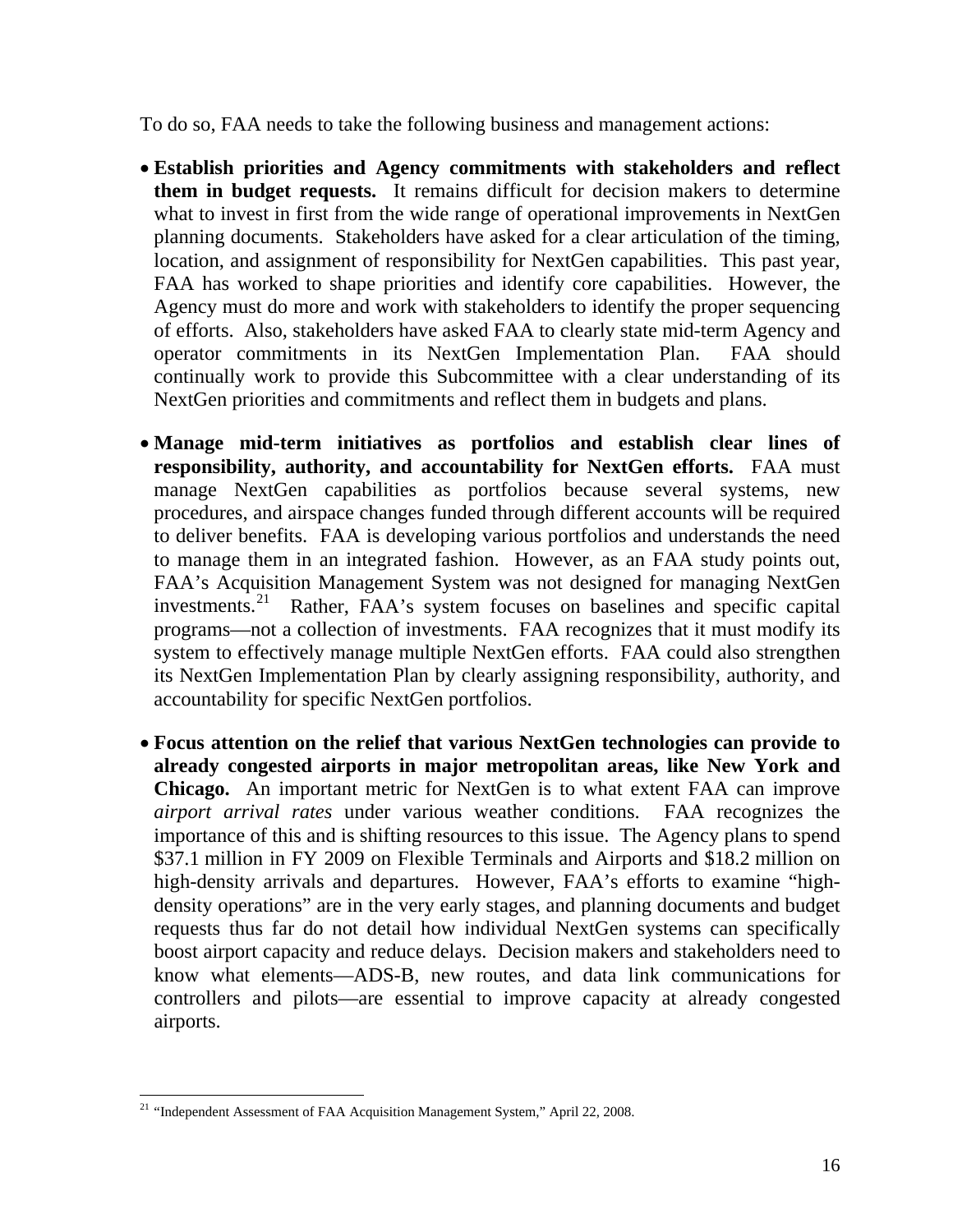To do so, FAA needs to take the following business and management actions:

- **Establish priorities and Agency commitments with stakeholders and reflect them in budget requests.** It remains difficult for decision makers to determine what to invest in first from the wide range of operational improvements in NextGen planning documents. Stakeholders have asked for a clear articulation of the timing, location, and assignment of responsibility for NextGen capabilities. This past year, FAA has worked to shape priorities and identify core capabilities. However, the Agency must do more and work with stakeholders to identify the proper sequencing of efforts. Also, stakeholders have asked FAA to clearly state mid-term Agency and operator commitments in its NextGen Implementation Plan. FAA should continually work to provide this Subcommittee with a clear understanding of its NextGen priorities and commitments and reflect them in budgets and plans.

- **Manage mid-term initiatives as portfolios and establish clear lines of responsibility, authority, and accountability for NextGen efforts.** FAA must manage NextGen capabilities as portfolios because several systems, new procedures, and airspace changes funded through different accounts will be required to deliver benefits. FAA is developing various portfolios and understands the need to manage them in an integrated fashion. However, as an FAA study points out, FAA's Acquisition Management System was not designed for managing NextGen investments.[21] Rather, FAA's system focuses on baselines and specific capital programs—not a collection of investments. FAA recognizes that it must modify its system to effectively manage multiple NextGen efforts. FAA could also strengthen its NextGen Implementation Plan by clearly assigning responsibility, authority, and accountability for specific NextGen portfolios.

- **Focus attention on the relief that various NextGen technologies can provide to already congested airports in major metropolitan areas, like New York and Chicago.** An important metric for NextGen is to what extent FAA can improve *airport arrival rates* under various weather conditions. FAA recognizes the importance of this and is shifting resources to this issue. The Agency plans to spend \$37.1 million in FY 2009 on Flexible Terminals and Airports and \$18.2 million on high-density arrivals and departures. However, FAA's efforts to examine "high-density operations" are in the very early stages, and planning documents and budget requests thus far do not detail how individual NextGen systems can specifically boost airport capacity and reduce delays. Decision makers and stakeholders need to know what elements—ADS-B, new routes, and data link communications for controllers and pilots—are essential to improve capacity at already congested airports.

[21] "Independent Assessment of FAA Acquisition Management System," April 22, 2008.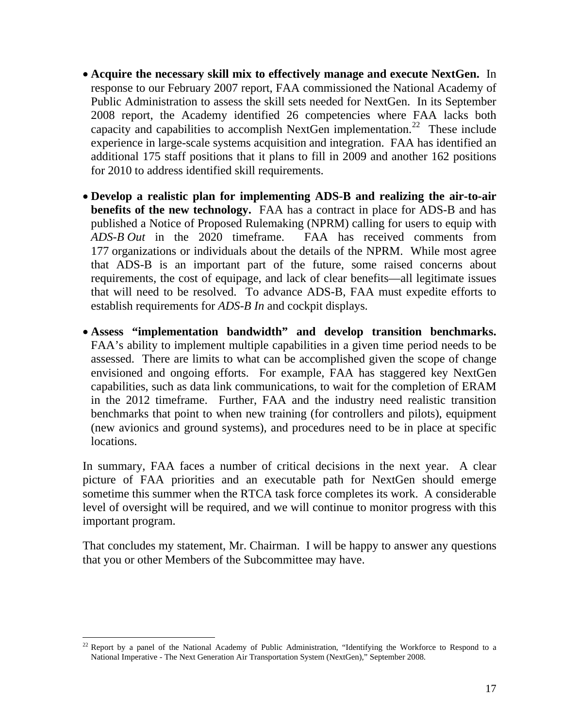- **Acquire the necessary skill mix to effectively manage and execute NextGen.** In response to our February 2007 report, FAA commissioned the National Academy of Public Administration to assess the skill sets needed for NextGen. In its September 2008 report, the Academy identified 26 competencies where FAA lacks both capacity and capabilities to accomplish NextGen implementation.[22] These include experience in large-scale systems acquisition and integration. FAA has identified an additional 175 staff positions that it plans to fill in 2009 and another 162 positions for 2010 to address identified skill requirements.

- **Develop a realistic plan for implementing ADS-B and realizing the air-to-air benefits of the new technology.** FAA has a contract in place for ADS-B and has published a Notice of Proposed Rulemaking (NPRM) calling for users to equip with *ADS-B Out* in the 2020 timeframe. FAA has received comments from 177 organizations or individuals about the details of the NPRM. While most agree that ADS-B is an important part of the future, some raised concerns about requirements, the cost of equipage, and lack of clear benefits—all legitimate issues that will need to be resolved. To advance ADS-B, FAA must expedite efforts to establish requirements for *ADS-B In* and cockpit displays.

- **Assess "implementation bandwidth" and develop transition benchmarks.** FAA's ability to implement multiple capabilities in a given time period needs to be assessed. There are limits to what can be accomplished given the scope of change envisioned and ongoing efforts. For example, FAA has staggered key NextGen capabilities, such as data link communications, to wait for the completion of ERAM in the 2012 timeframe. Further, FAA and the industry need realistic transition benchmarks that point to when new training (for controllers and pilots), equipment (new avionics and ground systems), and procedures need to be in place at specific locations.

In summary, FAA faces a number of critical decisions in the next year. A clear picture of FAA priorities and an executable path for NextGen should emerge sometime this summer when the RTCA task force completes its work. A considerable level of oversight will be required, and we will continue to monitor progress with this important program.

That concludes my statement, Mr. Chairman. I will be happy to answer any questions that you or other Members of the Subcommittee may have.

---

[22] Report by a panel of the National Academy of Public Administration, "Identifying the Workforce to Respond to a National Imperative - The Next Generation Air Transportation System (NextGen)," September 2008.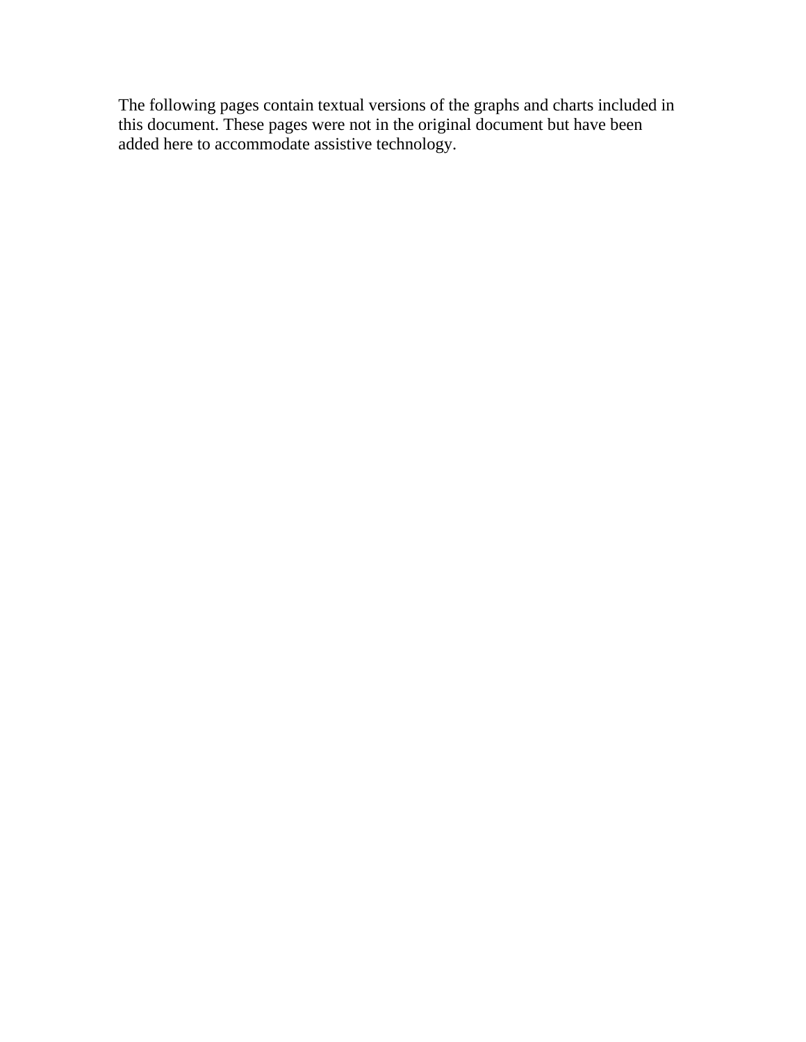The following pages contain textual versions of the graphs and charts included in this document. These pages were not in the original document but have been added here to accommodate assistive technology.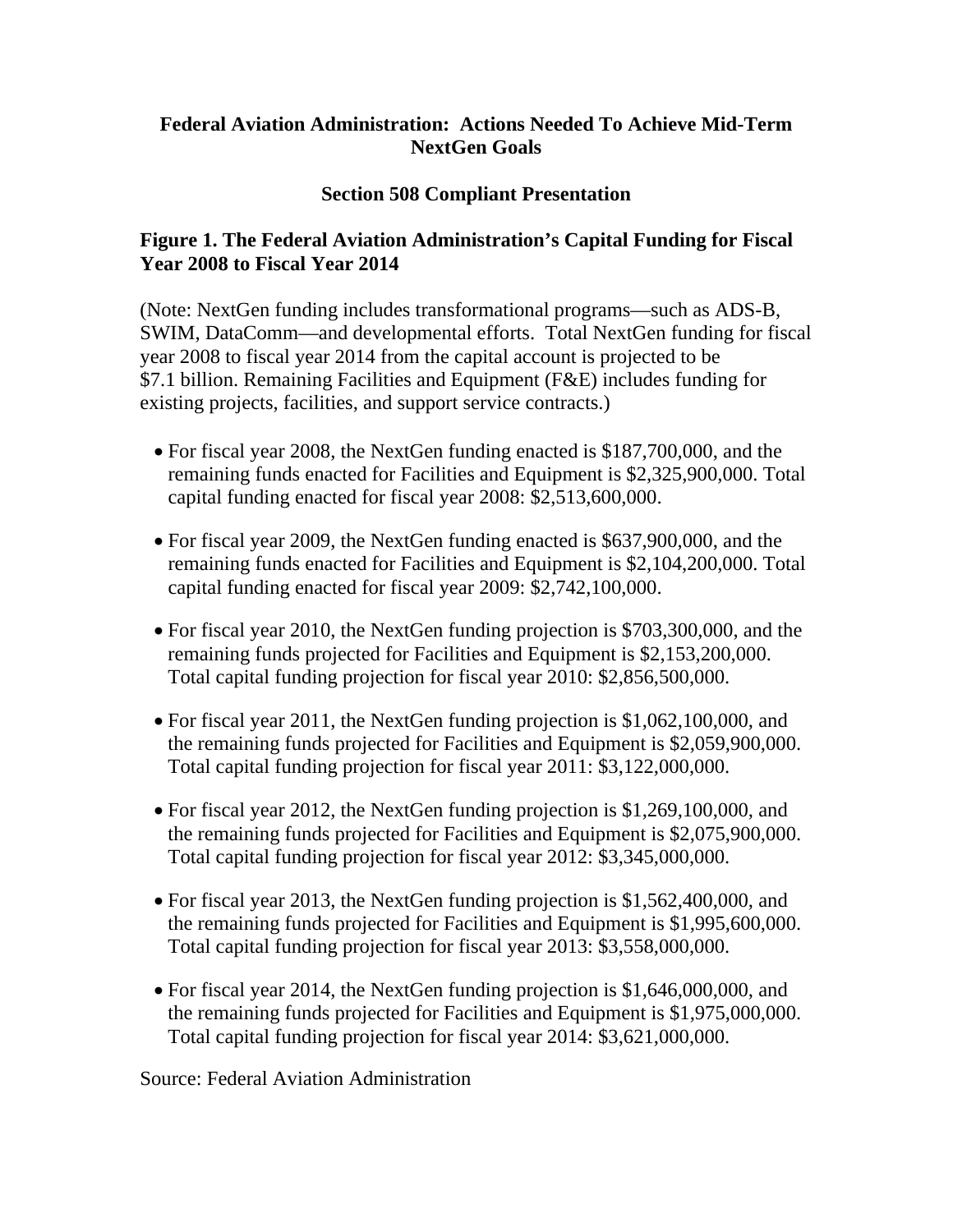**Federal Aviation Administration: Actions Needed To Achieve Mid-Term NextGen Goals**

**Section 508 Compliant Presentation**

### Figure 1. The Federal Aviation Administration's Capital Funding for Fiscal Year 2008 to Fiscal Year 2014

(Note: NextGen funding includes transformational programs—such as ADS-B, SWIM, DataComm—and developmental efforts. Total NextGen funding for fiscal year 2008 to fiscal year 2014 from the capital account is projected to be $7.1 billion. Remaining Facilities and Equipment (F&E) includes funding for existing projects, facilities, and support service contracts.)

- For fiscal year 2008, the NextGen funding enacted is $187,700,000, and the remaining funds enacted for Facilities and Equipment is $2,325,900,000. Total capital funding enacted for fiscal year 2008: $2,513,600,000.
- For fiscal year 2009, the NextGen funding enacted is $637,900,000, and the remaining funds enacted for Facilities and Equipment is $2,104,200,000. Total capital funding enacted for fiscal year 2009: $2,742,100,000.
- For fiscal year 2010, the NextGen funding projection is $703,300,000, and the remaining funds projected for Facilities and Equipment is $2,153,200,000. Total capital funding projection for fiscal year 2010: $2,856,500,000.
- For fiscal year 2011, the NextGen funding projection is $1,062,100,000, and the remaining funds projected for Facilities and Equipment is $2,059,900,000. Total capital funding projection for fiscal year 2011: $3,122,000,000.
- For fiscal year 2012, the NextGen funding projection is $1,269,100,000, and the remaining funds projected for Facilities and Equipment is $2,075,900,000. Total capital funding projection for fiscal year 2012: $3,345,000,000.
- For fiscal year 2013, the NextGen funding projection is $1,562,400,000, and the remaining funds projected for Facilities and Equipment is $1,995,600,000. Total capital funding projection for fiscal year 2013: $3,558,000,000.
- For fiscal year 2014, the NextGen funding projection is $1,646,000,000, and the remaining funds projected for Facilities and Equipment is $1,975,000,000. Total capital funding projection for fiscal year 2014: $3,621,000,000.

Source: Federal Aviation Administration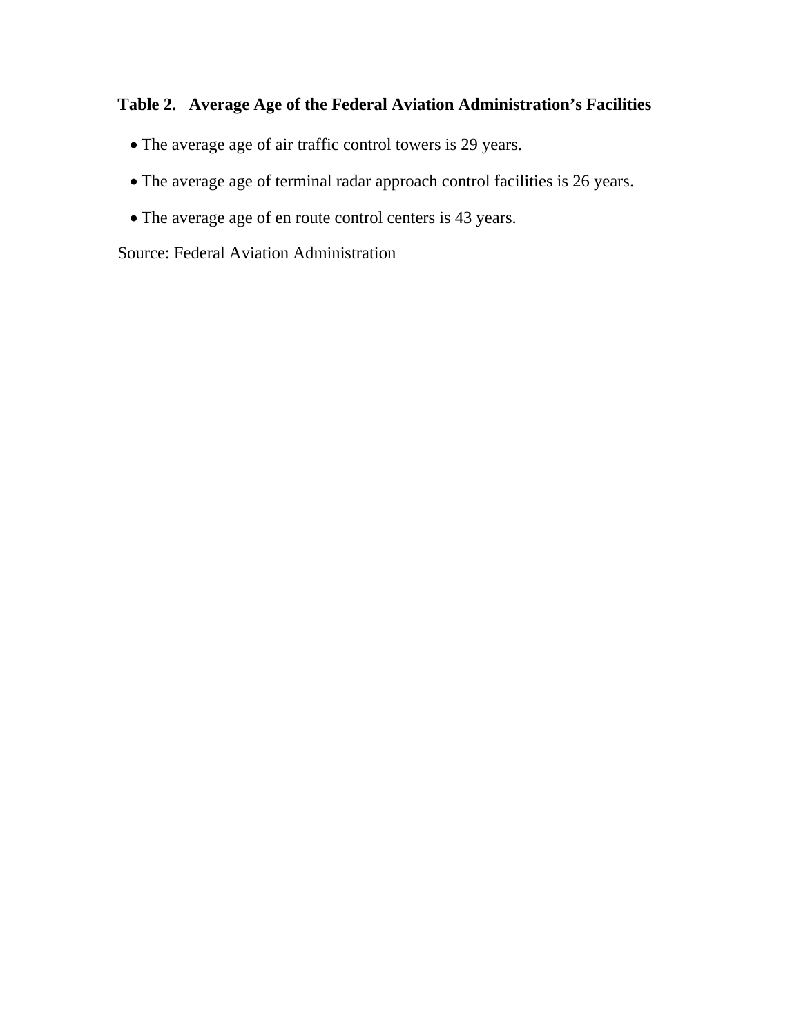**Table 2. Average Age of the Federal Aviation Administration's Facilities**

- The average age of air traffic control towers is 29 years.
- The average age of terminal radar approach control facilities is 26 years.
- The average age of en route control centers is 43 years.

Source: Federal Aviation Administration